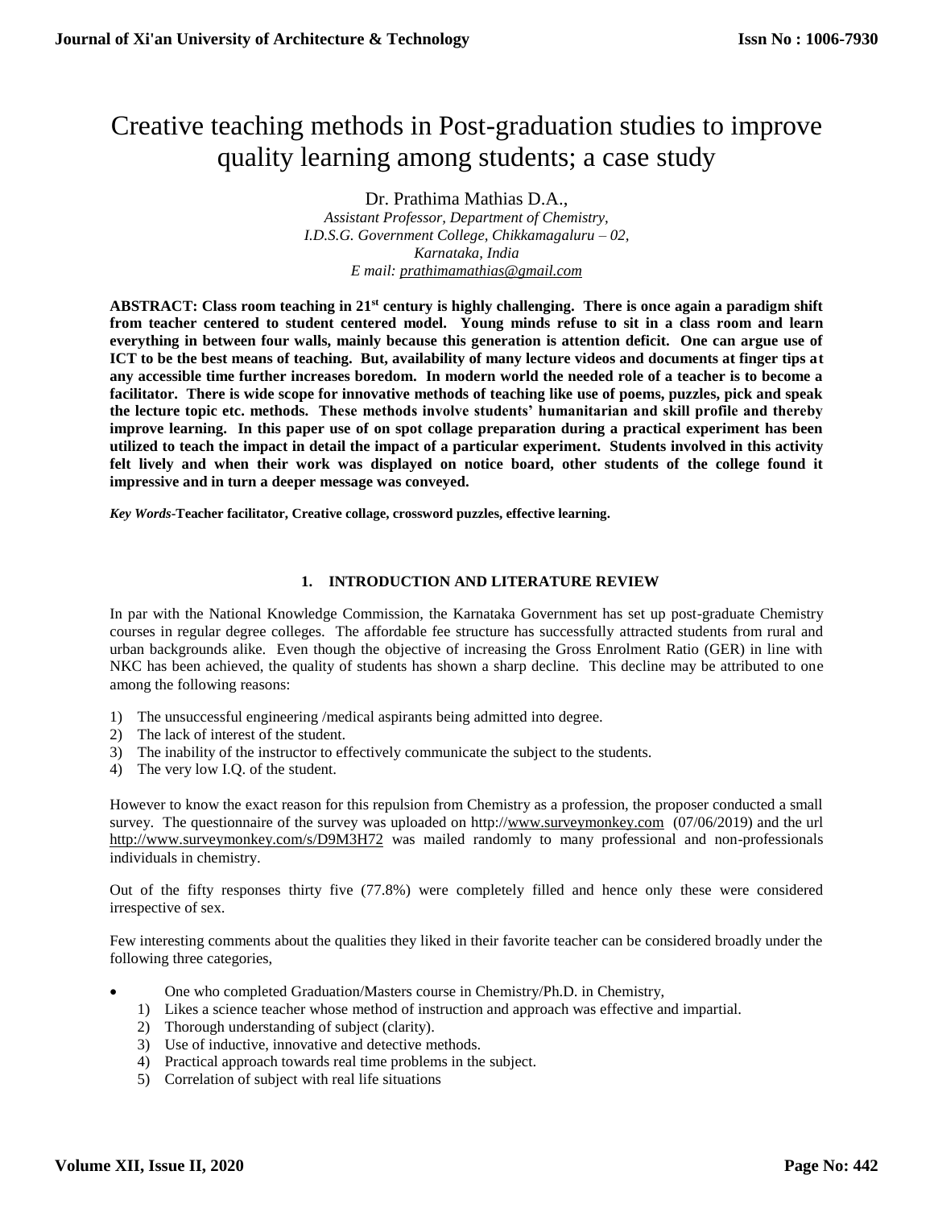# Creative teaching methods in Post-graduation studies to improve quality learning among students; a case study

Dr. Prathima Mathias D.A.,

*Assistant Professor, Department of Chemistry,*
*I.D.S.G. Government College, Chikkamagaluru – 02,*
*Karnataka, India*
*E mail: prathimamathias@gmail.com*

**ABSTRACT: Class room teaching in 21st century is highly challenging. There is once again a paradigm shift from teacher centered to student centered model. Young minds refuse to sit in a class room and learn everything in between four walls, mainly because this generation is attention deficit. One can argue use of ICT to be the best means of teaching. But, availability of many lecture videos and documents at finger tips at any accessible time further increases boredom. In modern world the needed role of a teacher is to become a facilitator. There is wide scope for innovative methods of teaching like use of poems, puzzles, pick and speak the lecture topic etc. methods. These methods involve students' humanitarian and skill profile and thereby improve learning. In this paper use of on spot collage preparation during a practical experiment has been utilized to teach the impact in detail the impact of a particular experiment. Students involved in this activity felt lively and when their work was displayed on notice board, other students of the college found it impressive and in turn a deeper message was conveyed.**

***Key Words*-Teacher facilitator, Creative collage, crossword puzzles, effective learning.**

## 1. INTRODUCTION AND LITERATURE REVIEW

In par with the National Knowledge Commission, the Karnataka Government has set up post-graduate Chemistry courses in regular degree colleges. The affordable fee structure has successfully attracted students from rural and urban backgrounds alike. Even though the objective of increasing the Gross Enrolment Ratio (GER) in line with NKC has been achieved, the quality of students has shown a sharp decline. This decline may be attributed to one among the following reasons:

1) The unsuccessful engineering /medical aspirants being admitted into degree.
2) The lack of interest of the student.
3) The inability of the instructor to effectively communicate the subject to the students.
4) The very low I.Q. of the student.

However to know the exact reason for this repulsion from Chemistry as a profession, the proposer conducted a small survey. The questionnaire of the survey was uploaded on http://www.surveymonkey.com (07/06/2019) and the url http://www.surveymonkey.com/s/D9M3H72 was mailed randomly to many professional and non-professionals individuals in chemistry.

Out of the fifty responses thirty five (77.8%) were completely filled and hence only these were considered irrespective of sex.

Few interesting comments about the qualities they liked in their favorite teacher can be considered broadly under the following three categories,

- One who completed Graduation/Masters course in Chemistry/Ph.D. in Chemistry,
  1) Likes a science teacher whose method of instruction and approach was effective and impartial.
  2) Thorough understanding of subject (clarity).
  3) Use of inductive, innovative and detective methods.
  4) Practical approach towards real time problems in the subject.
  5) Correlation of subject with real life situations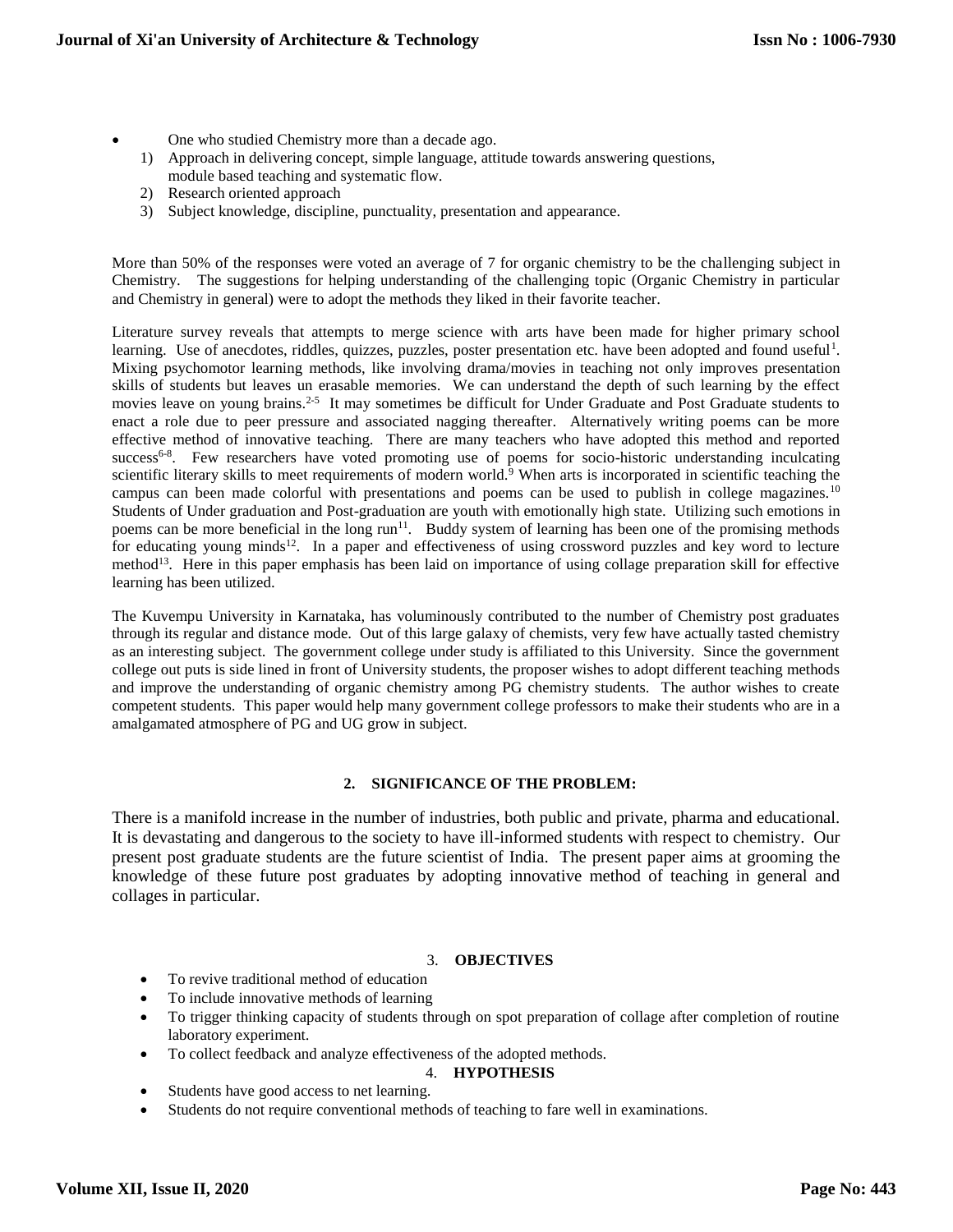- One who studied Chemistry more than a decade ago.
  1) Approach in delivering concept, simple language, attitude towards answering questions, module based teaching and systematic flow.
  2) Research oriented approach
  3) Subject knowledge, discipline, punctuality, presentation and appearance.

More than 50% of the responses were voted an average of 7 for organic chemistry to be the challenging subject in Chemistry. The suggestions for helping understanding of the challenging topic (Organic Chemistry in particular and Chemistry in general) were to adopt the methods they liked in their favorite teacher.

Literature survey reveals that attempts to merge science with arts have been made for higher primary school learning. Use of anecdotes, riddles, quizzes, puzzles, poster presentation etc. have been adopted and found useful[1]. Mixing psychomotor learning methods, like involving drama/movies in teaching not only improves presentation skills of students but leaves un erasable memories. We can understand the depth of such learning by the effect movies leave on young brains.[2-5] It may sometimes be difficult for Under Graduate and Post Graduate students to enact a role due to peer pressure and associated nagging thereafter. Alternatively writing poems can be more effective method of innovative teaching. There are many teachers who have adopted this method and reported success[6-8]. Few researchers have voted promoting use of poems for socio-historic understanding inculcating scientific literary skills to meet requirements of modern world.[9] When arts is incorporated in scientific teaching the campus can been made colorful with presentations and poems can be used to publish in college magazines.[10] Students of Under graduation and Post-graduation are youth with emotionally high state. Utilizing such emotions in poems can be more beneficial in the long run[11]. Buddy system of learning has been one of the promising methods for educating young minds[12]. In a paper and effectiveness of using crossword puzzles and key word to lecture method[13]. Here in this paper emphasis has been laid on importance of using collage preparation skill for effective learning has been utilized.

The Kuvempu University in Karnataka, has voluminously contributed to the number of Chemistry post graduates through its regular and distance mode. Out of this large galaxy of chemists, very few have actually tasted chemistry as an interesting subject. The government college under study is affiliated to this University. Since the government college out puts is side lined in front of University students, the proposer wishes to adopt different teaching methods and improve the understanding of organic chemistry among PG chemistry students. The author wishes to create competent students. This paper would help many government college professors to make their students who are in a amalgamated atmosphere of PG and UG grow in subject.

## 2. SIGNIFICANCE OF THE PROBLEM:

There is a manifold increase in the number of industries, both public and private, pharma and educational. It is devastating and dangerous to the society to have ill-informed students with respect to chemistry. Our present post graduate students are the future scientist of India. The present paper aims at grooming the knowledge of these future post graduates by adopting innovative method of teaching in general and collages in particular.

## 3. OBJECTIVES

- To revive traditional method of education
- To include innovative methods of learning
- To trigger thinking capacity of students through on spot preparation of collage after completion of routine laboratory experiment.
- To collect feedback and analyze effectiveness of the adopted methods.

## 4. HYPOTHESIS

- Students have good access to net learning.
- Students do not require conventional methods of teaching to fare well in examinations.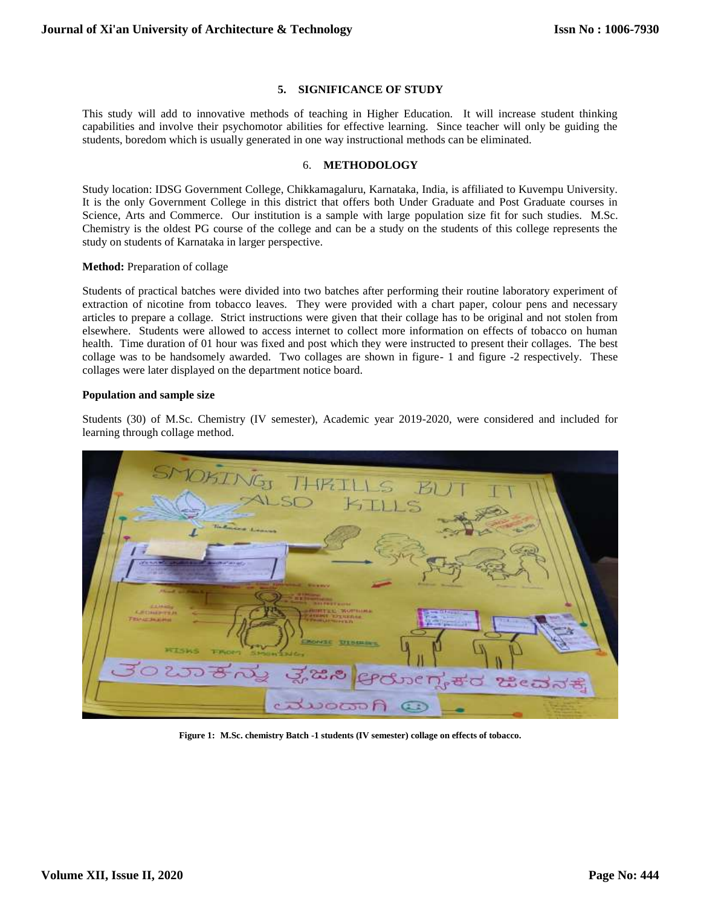## 5. SIGNIFICANCE OF STUDY

This study will add to innovative methods of teaching in Higher Education. It will increase student thinking capabilities and involve their psychomotor abilities for effective learning. Since teacher will only be guiding the students, boredom which is usually generated in one way instructional methods can be eliminated.

## 6. METHODOLOGY

Study location: IDSG Government College, Chikkamagaluru, Karnataka, India, is affiliated to Kuvempu University. It is the only Government College in this district that offers both Under Graduate and Post Graduate courses in Science, Arts and Commerce. Our institution is a sample with large population size fit for such studies. M.Sc. Chemistry is the oldest PG course of the college and can be a study on the students of this college represents the study on students of Karnataka in larger perspective.

**Method:** Preparation of collage

Students of practical batches were divided into two batches after performing their routine laboratory experiment of extraction of nicotine from tobacco leaves. They were provided with a chart paper, colour pens and necessary articles to prepare a collage. Strict instructions were given that their collage has to be original and not stolen from elsewhere. Students were allowed to access internet to collect more information on effects of tobacco on human health. Time duration of 01 hour was fixed and post which they were instructed to present their collages. The best collage was to be handsomely awarded. Two collages are shown in figure- 1 and figure -2 respectively. These collages were later displayed on the department notice board.

**Population and sample size**

Students (30) of M.Sc. Chemistry (IV semester), Academic year 2019-2020, were considered and included for learning through collage method.

**Figure 1: M.Sc. chemistry Batch -1 students (IV semester) collage on effects of tobacco.**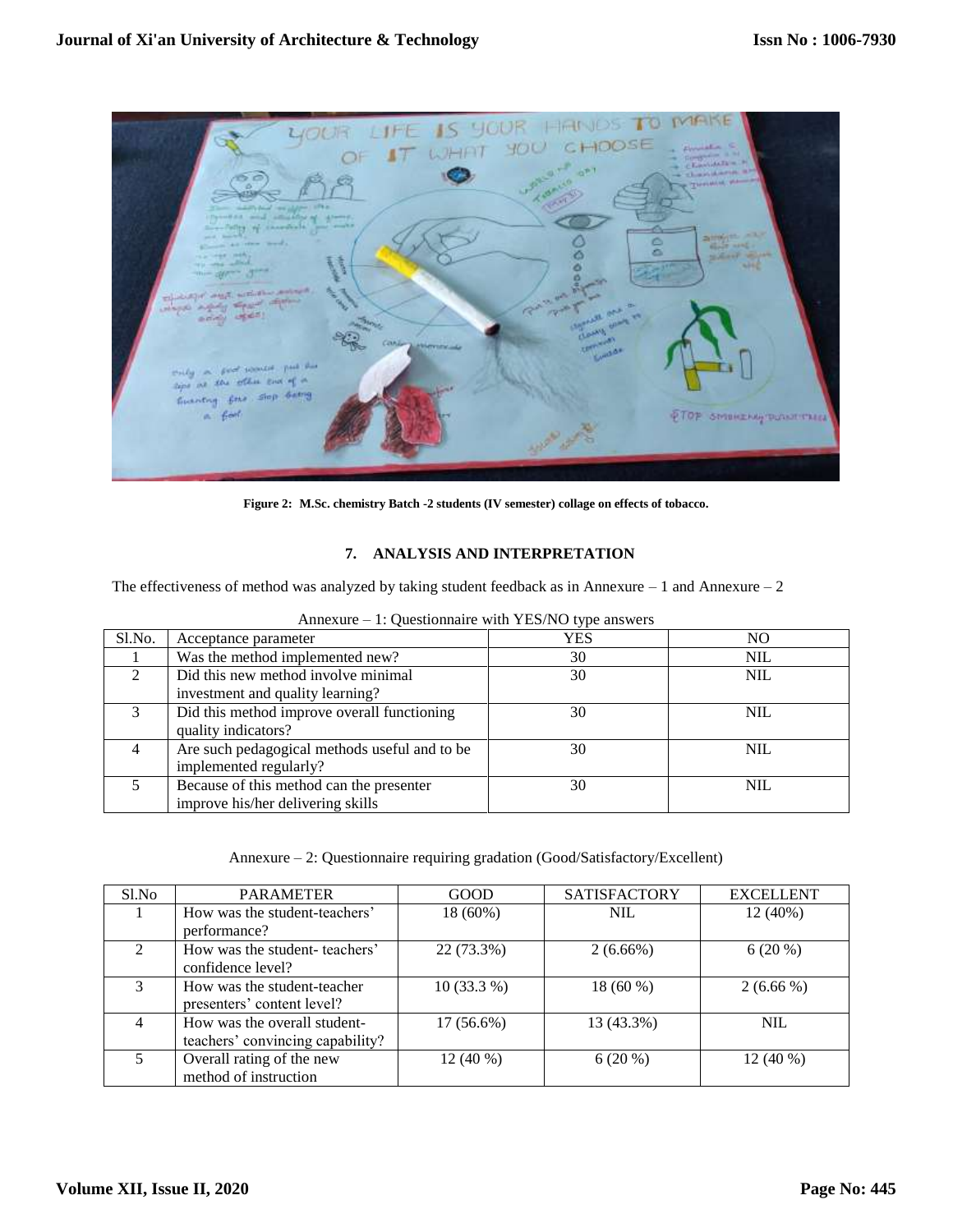Figure 2: M.Sc. chemistry Batch -2 students (IV semester) collage on effects of tobacco.

## 7. ANALYSIS AND INTERPRETATION

The effectiveness of method was analyzed by taking student feedback as in Annexure – 1 and Annexure – 2

Annexure – 1: Questionnaire with YES/NO type answers

| Sl.No. | Acceptance parameter | YES | NO |
|---|---|---|---|
| 1 | Was the method implemented new? | 30 | NIL |
| 2 | Did this new method involve minimal investment and quality learning? | 30 | NIL |
| 3 | Did this method improve overall functioning quality indicators? | 30 | NIL |
| 4 | Are such pedagogical methods useful and to be implemented regularly? | 30 | NIL |
| 5 | Because of this method can the presenter improve his/her delivering skills | 30 | NIL |

Annexure – 2: Questionnaire requiring gradation (Good/Satisfactory/Excellent)

| Sl.No | PARAMETER | GOOD | SATISFACTORY | EXCELLENT |
|---|---|---|---|---|
| 1 | How was the student-teachers' performance? | 18 (60%) | NIL | 12 (40%) |
| 2 | How was the student- teachers' confidence level? | 22 (73.3%) | 2 (6.66%) | 6 (20 %) |
| 3 | How was the student-teacher presenters' content level? | 10 (33.3 %) | 18 (60 %) | 2 (6.66 %) |
| 4 | How was the overall student-teachers' convincing capability? | 17 (56.6%) | 13 (43.3%) | NIL |
| 5 | Overall rating of the new method of instruction | 12 (40 %) | 6 (20 %) | 12 (40 %) |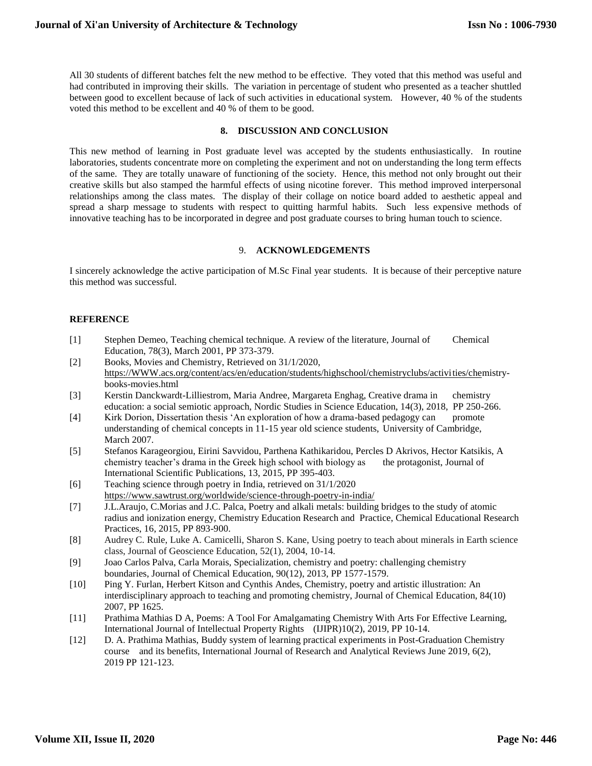All 30 students of different batches felt the new method to be effective. They voted that this method was useful and had contributed in improving their skills. The variation in percentage of student who presented as a teacher shuttled between good to excellent because of lack of such activities in educational system. However, 40 % of the students voted this method to be excellent and 40 % of them to be good.

## 8. DISCUSSION AND CONCLUSION

This new method of learning in Post graduate level was accepted by the students enthusiastically. In routine laboratories, students concentrate more on completing the experiment and not on understanding the long term effects of the same. They are totally unaware of functioning of the society. Hence, this method not only brought out their creative skills but also stamped the harmful effects of using nicotine forever. This method improved interpersonal relationships among the class mates. The display of their collage on notice board added to aesthetic appeal and spread a sharp message to students with respect to quitting harmful habits. Such less expensive methods of innovative teaching has to be incorporated in degree and post graduate courses to bring human touch to science.

## 9. ACKNOWLEDGEMENTS

I sincerely acknowledge the active participation of M.Sc Final year students. It is because of their perceptive nature this method was successful.

## REFERENCE

[1] Stephen Demeo, Teaching chemical technique. A review of the literature, Journal of Chemical Education, 78(3), March 2001, PP 373-379.

[2] Books, Movies and Chemistry, Retrieved on 31/1/2020, https://WWW.acs.org/content/acs/en/education/students/highschool/chemistryclubs/activities/chemistry-books-movies.html

[3] Kerstin Danckwardt-Lilliestrom, Maria Andree, Margareta Enghag, Creative drama in chemistry education: a social semiotic approach, Nordic Studies in Science Education, 14(3), 2018, PP 250-266.

[4] Kirk Dorion, Dissertation thesis 'An exploration of how a drama-based pedagogy can promote understanding of chemical concepts in 11-15 year old science students, University of Cambridge, March 2007.

[5] Stefanos Karageorgiou, Eirini Savvidou, Parthena Kathikaridou, Percles D Akrivos, Hector Katsikis, A chemistry teacher's drama in the Greek high school with biology as the protagonist, Journal of International Scientific Publications, 13, 2015, PP 395-403.

[6] Teaching science through poetry in India, retrieved on 31/1/2020 https://www.sawtrust.org/worldwide/science-through-poetry-in-india/

[7] J.L.Araujo, C.Morias and J.C. Palca, Poetry and alkali metals: building bridges to the study of atomic radius and ionization energy, Chemistry Education Research and Practice, Chemical Educational Research Practices, 16, 2015, PP 893-900.

[8] Audrey C. Rule, Luke A. Camicelli, Sharon S. Kane, Using poetry to teach about minerals in Earth science class, Journal of Geoscience Education, 52(1), 2004, 10-14.

[9] Joao Carlos Palva, Carla Morais, Specialization, chemistry and poetry: challenging chemistry boundaries, Journal of Chemical Education, 90(12), 2013, PP 1577-1579.

[10] Ping Y. Furlan, Herbert Kitson and Cynthis Andes, Chemistry, poetry and artistic illustration: An interdisciplinary approach to teaching and promoting chemistry, Journal of Chemical Education, 84(10) 2007, PP 1625.

[11] Prathima Mathias D A, Poems: A Tool For Amalgamating Chemistry With Arts For Effective Learning, International Journal of Intellectual Property Rights (IJIPR)10(2), 2019, PP 10-14.

[12] D. A. Prathima Mathias, Buddy system of learning practical experiments in Post-Graduation Chemistry course and its benefits, International Journal of Research and Analytical Reviews June 2019, 6(2), 2019 PP 121-123.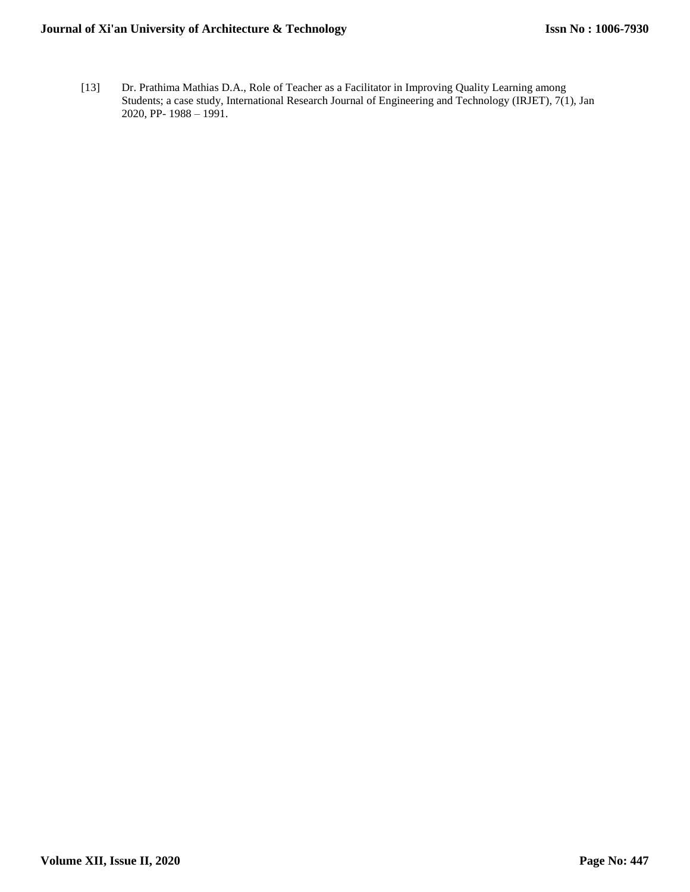[13] Dr. Prathima Mathias D.A., Role of Teacher as a Facilitator in Improving Quality Learning among Students; a case study, International Research Journal of Engineering and Technology (IRJET), 7(1), Jan 2020, PP- 1988 – 1991.